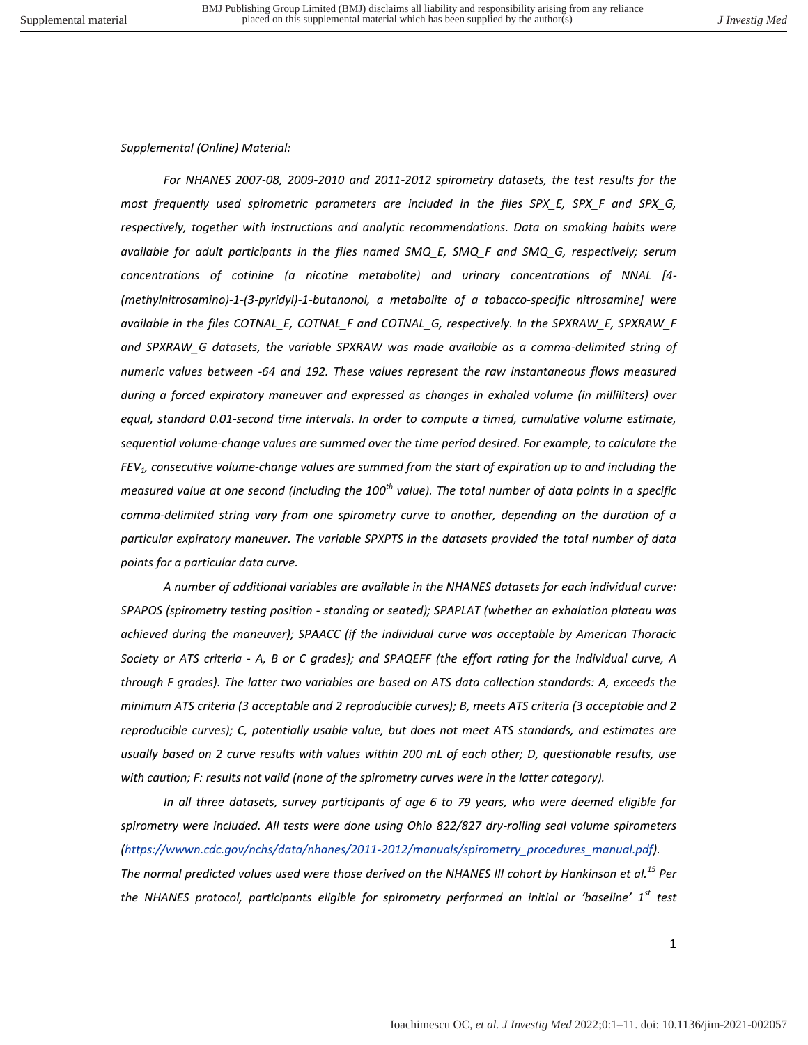*Supplemental (Online) Material:*

*For NHANES 2007-08, 2009-2010 and 2011-2012 spirometry datasets, the test results for the most frequently used spirometric parameters are included in the files SPX_E, SPX_F and SPX_G, respectively, together with instructions and analytic recommendations. Data on smoking habits were available for adult participants in the files named SMQ_E, SMQ_F and SMQ_G, respectively; serum concentrations of cotinine (a nicotine metabolite) and urinary concentrations of NNAL [4-(methylnitrosamino)-1-(3-pyridyl)-1-butanonol, a metabolite of a tobacco-specific nitrosamine] were available in the files COTNAL_E, COTNAL_F and COTNAL_G, respectively. In the SPXRAW_E, SPXRAW_F and SPXRAW_G datasets, the variable SPXRAW was made available as a comma-delimited string of numeric values between -64 and 192. These values represent the raw instantaneous flows measured during a forced expiratory maneuver and expressed as changes in exhaled volume (in milliliters) over equal, standard 0.01-second time intervals. In order to compute a timed, cumulative volume estimate, sequential volume-change values are summed over the time period desired. For example, to calculate the* $FEV_1$*, consecutive volume-change values are summed from the start of expiration up to and including the measured value at one second (including the* $100^{th}$ *value). The total number of data points in a specific comma-delimited string vary from one spirometry curve to another, depending on the duration of a particular expiratory maneuver. The variable SPXPTS in the datasets provided the total number of data points for a particular data curve.*

*A number of additional variables are available in the NHANES datasets for each individual curve: SPAPOS (spirometry testing position - standing or seated); SPAPLAT (whether an exhalation plateau was achieved during the maneuver); SPAACC (if the individual curve was acceptable by American Thoracic Society or ATS criteria - A, B or C grades); and SPAQEFF (the effort rating for the individual curve, A through F grades). The latter two variables are based on ATS data collection standards: A, exceeds the minimum ATS criteria (3 acceptable and 2 reproducible curves); B, meets ATS criteria (3 acceptable and 2 reproducible curves); C, potentially usable value, but does not meet ATS standards, and estimates are usually based on 2 curve results with values within 200 mL of each other; D, questionable results, use with caution; F: results not valid (none of the spirometry curves were in the latter category).*

*In all three datasets, survey participants of age 6 to 79 years, who were deemed eligible for spirometry were included. All tests were done using Ohio 822/827 dry-rolling seal volume spirometers (https://wwwn.cdc.gov/nchs/data/nhanes/2011-2012/manuals/spirometry_procedures_manual.pdf). The normal predicted values used were those derived on the NHANES III cohort by Hankinson et al.[15] Per the NHANES protocol, participants eligible for spirometry performed an initial or 'baseline' 1st test*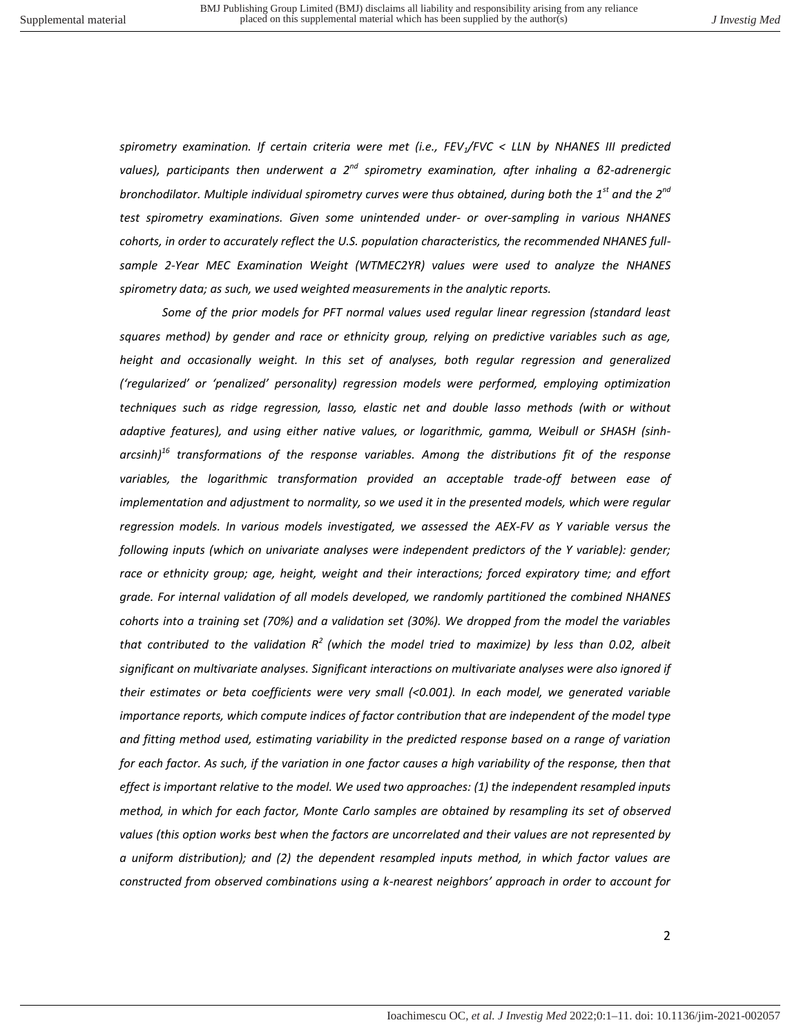*spirometry examination. If certain criteria were met (i.e., $FEV_1/FVC$ < LLN by NHANES III predicted values), participants then underwent a $2^{nd}$ spirometry examination, after inhaling a β2-adrenergic bronchodilator. Multiple individual spirometry curves were thus obtained, during both the $1^{st}$ and the $2^{nd}$ test spirometry examinations. Given some unintended under- or over-sampling in various NHANES cohorts, in order to accurately reflect the U.S. population characteristics, the recommended NHANES full-sample 2-Year MEC Examination Weight (WTMEC2YR) values were used to analyze the NHANES spirometry data; as such, we used weighted measurements in the analytic reports.*

*Some of the prior models for PFT normal values used regular linear regression (standard least squares method) by gender and race or ethnicity group, relying on predictive variables such as age, height and occasionally weight. In this set of analyses, both regular regression and generalized ('regularized' or 'penalized' personality) regression models were performed, employing optimization techniques such as ridge regression, lasso, elastic net and double lasso methods (with or without adaptive features), and using either native values, or logarithmic, gamma, Weibull or SHASH (sinh-arcsinh)[16] transformations of the response variables. Among the distributions fit of the response variables, the logarithmic transformation provided an acceptable trade-off between ease of implementation and adjustment to normality, so we used it in the presented models, which were regular regression models. In various models investigated, we assessed the AEX-FV as Y variable versus the following inputs (which on univariate analyses were independent predictors of the Y variable): gender; race or ethnicity group; age, height, weight and their interactions; forced expiratory time; and effort grade. For internal validation of all models developed, we randomly partitioned the combined NHANES cohorts into a training set (70%) and a validation set (30%). We dropped from the model the variables that contributed to the validation $R^2$ (which the model tried to maximize) by less than 0.02, albeit significant on multivariate analyses. Significant interactions on multivariate analyses were also ignored if their estimates or beta coefficients were very small (<0.001). In each model, we generated variable importance reports, which compute indices of factor contribution that are independent of the model type and fitting method used, estimating variability in the predicted response based on a range of variation for each factor. As such, if the variation in one factor causes a high variability of the response, then that effect is important relative to the model. We used two approaches: (1) the independent resampled inputs method, in which for each factor, Monte Carlo samples are obtained by resampling its set of observed values (this option works best when the factors are uncorrelated and their values are not represented by a uniform distribution); and (2) the dependent resampled inputs method, in which factor values are constructed from observed combinations using a k-nearest neighbors' approach in order to account for*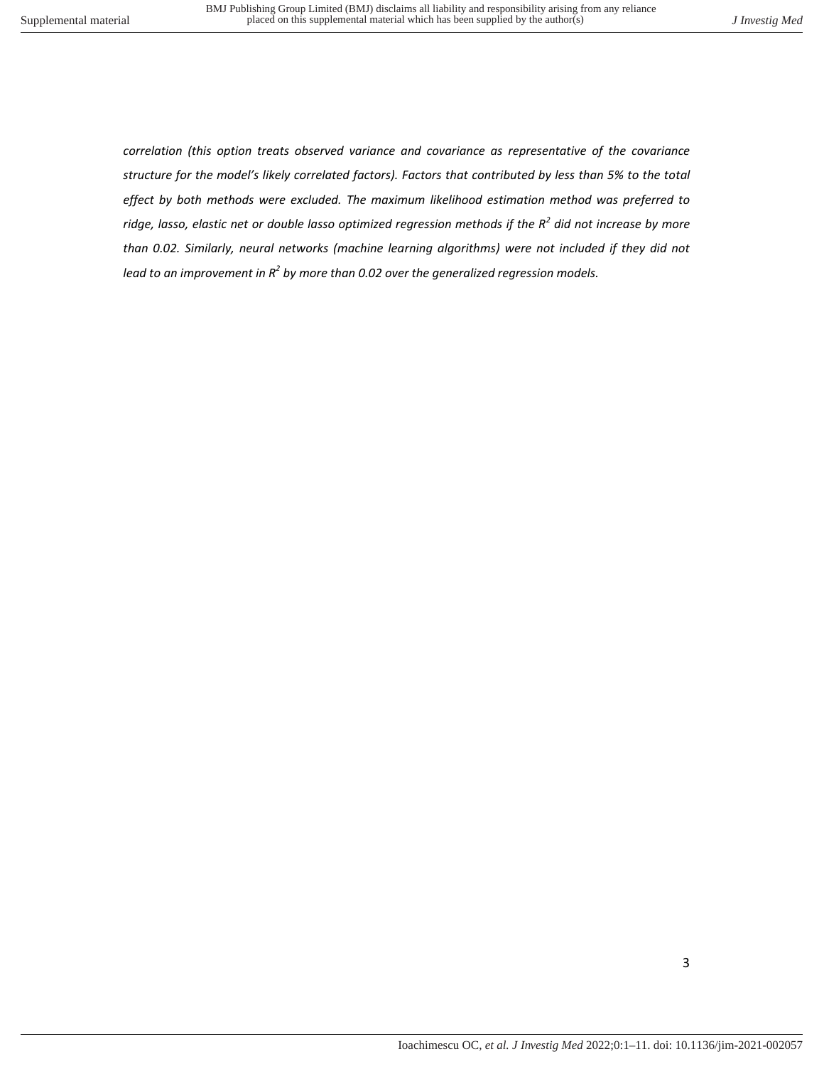*correlation (this option treats observed variance and covariance as representative of the covariance structure for the model's likely correlated factors). Factors that contributed by less than 5% to the total effect by both methods were excluded. The maximum likelihood estimation method was preferred to ridge, lasso, elastic net or double lasso optimized regression methods if the $R^2$ did not increase by more than 0.02. Similarly, neural networks (machine learning algorithms) were not included if they did not lead to an improvement in $R^2$ by more than 0.02 over the generalized regression models.*